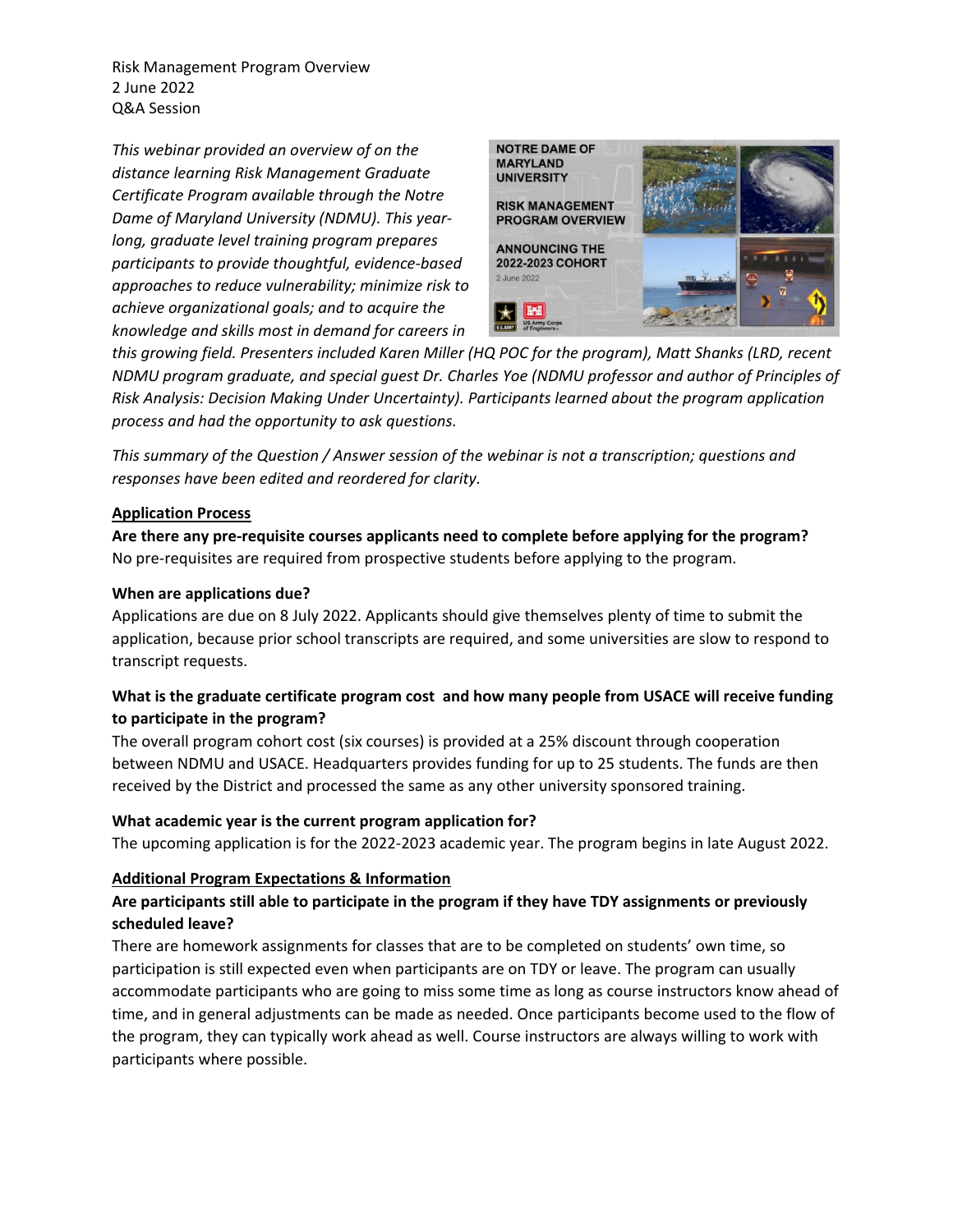Risk Management Program Overview
2 June 2022
Q&A Session

*This webinar provided an overview of on the distance learning Risk Management Graduate Certificate Program available through the Notre Dame of Maryland University (NDMU). This year-long, graduate level training program prepares participants to provide thoughtful, evidence-based approaches to reduce vulnerability; minimize risk to achieve organizational goals; and to acquire the knowledge and skills most in demand for careers in this growing field. Presenters included Karen Miller (HQ POC for the program), Matt Shanks (LRD, recent NDMU program graduate, and special guest Dr. Charles Yoe (NDMU professor and author of Principles of Risk Analysis: Decision Making Under Uncertainty). Participants learned about the program application process and had the opportunity to ask questions.*

*This summary of the Question / Answer session of the webinar is not a transcription; questions and responses have been edited and reordered for clarity.*

## Application Process

**Are there any pre-requisite courses applicants need to complete before applying for the program?**
No pre-requisites are required from prospective students before applying to the program.

**When are applications due?**
Applications are due on 8 July 2022. Applicants should give themselves plenty of time to submit the application, because prior school transcripts are required, and some universities are slow to respond to transcript requests.

**What is the graduate certificate program cost and how many people from USACE will receive funding to participate in the program?**
The overall program cohort cost (six courses) is provided at a 25% discount through cooperation between NDMU and USACE. Headquarters provides funding for up to 25 students. The funds are then received by the District and processed the same as any other university sponsored training.

**What academic year is the current program application for?**
The upcoming application is for the 2022-2023 academic year. The program begins in late August 2022.

## Additional Program Expectations & Information

**Are participants still able to participate in the program if they have TDY assignments or previously scheduled leave?**
There are homework assignments for classes that are to be completed on students' own time, so participation is still expected even when participants are on TDY or leave. The program can usually accommodate participants who are going to miss some time as long as course instructors know ahead of time, and in general adjustments can be made as needed. Once participants become used to the flow of the program, they can typically work ahead as well. Course instructors are always willing to work with participants where possible.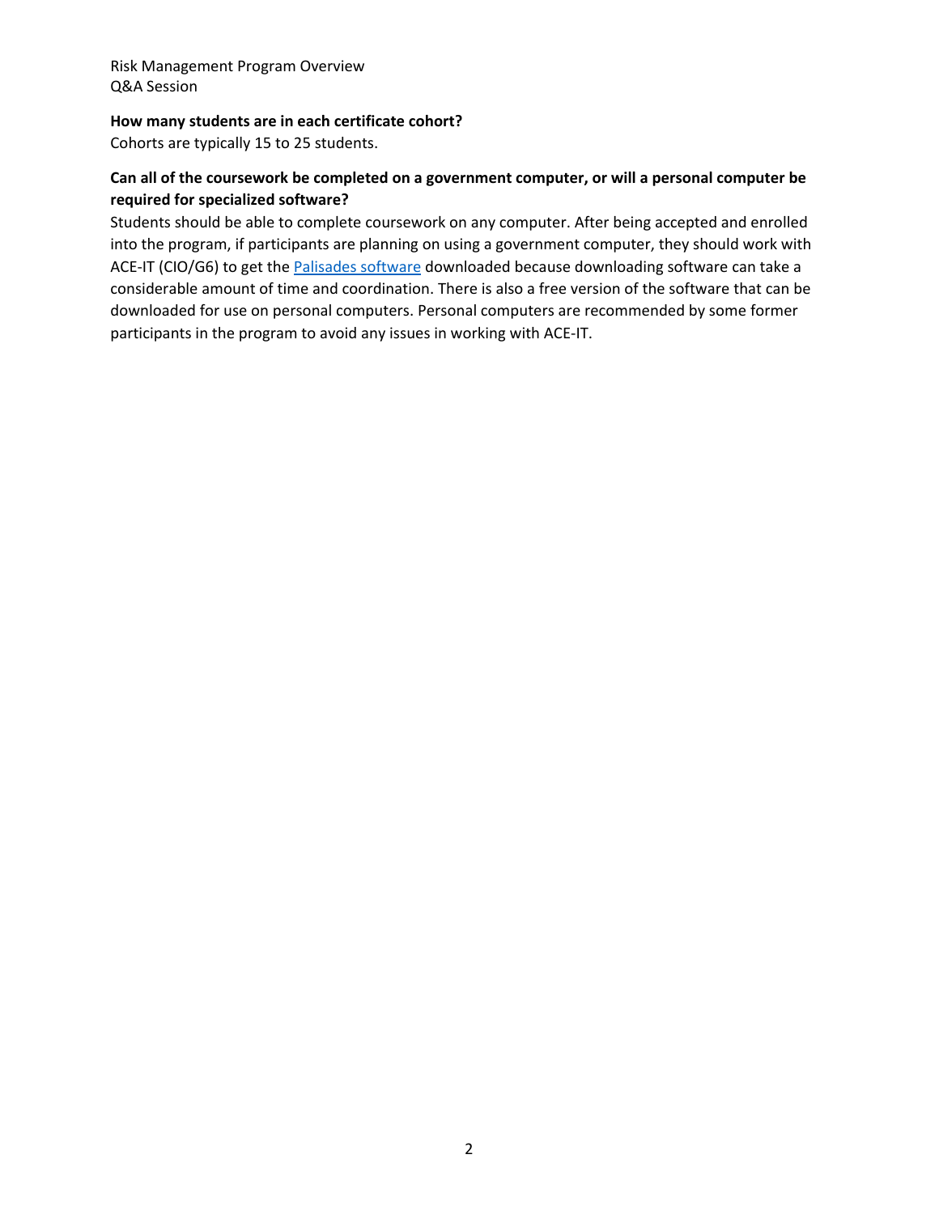**How many students are in each certificate cohort?**

Cohorts are typically 15 to 25 students.

**Can all of the coursework be completed on a government computer, or will a personal computer be required for specialized software?**

Students should be able to complete coursework on any computer. After being accepted and enrolled into the program, if participants are planning on using a government computer, they should work with ACE-IT (CIO/G6) to get the Palisades software downloaded because downloading software can take a considerable amount of time and coordination. There is also a free version of the software that can be downloaded for use on personal computers. Personal computers are recommended by some former participants in the program to avoid any issues in working with ACE-IT.